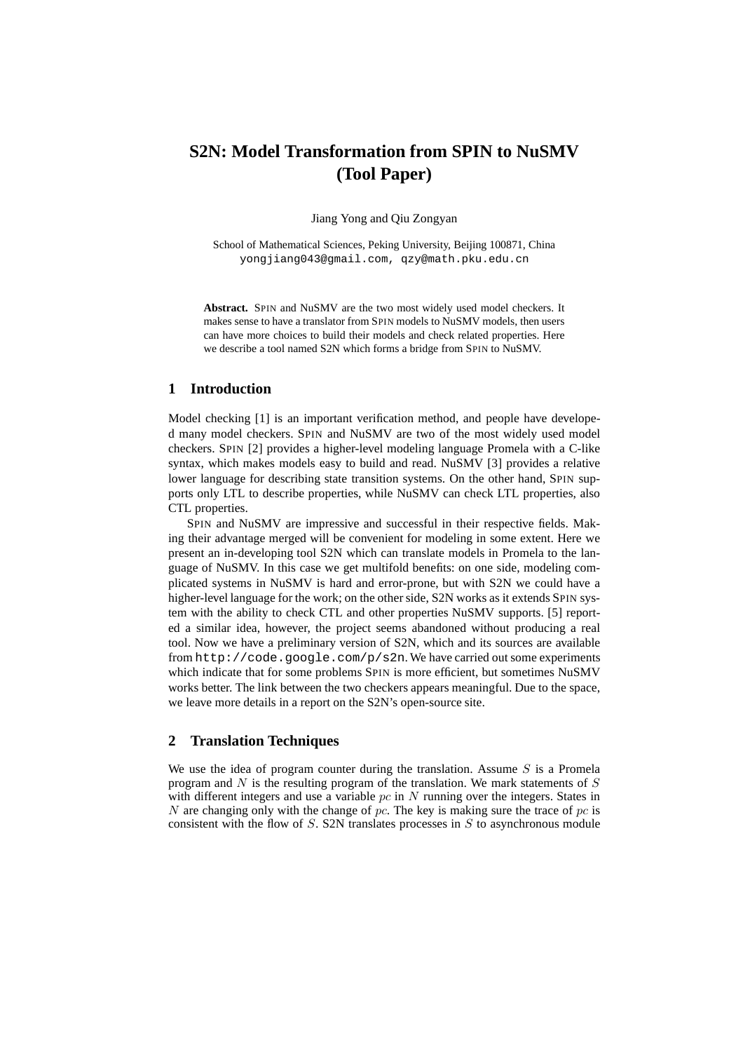// S2N: Model Transformation from SPIN to NuSMV (Tool Paper)

Jiang Yong and Qiu Zongyan

School of Mathematical Sciences, Peking University, Beijing 100871, China
yongjiang043@gmail.com, qzy@math.pku.edu.cn

**Abstract.** SPIN and NuSMV are the two most widely used model checkers. It makes sense to have a translator from SPIN models to NuSMV models, then users can have more choices to build their models and check related properties. Here we describe a tool named S2N which forms a bridge from SPIN to NuSMV.

## 1 Introduction

Model checking [1] is an important verification method, and people have developed many model checkers. SPIN and NuSMV are two of the most widely used model checkers. SPIN [2] provides a higher-level modeling language Promela with a C-like syntax, which makes models easy to build and read. NuSMV [3] provides a relative lower language for describing state transition systems. On the other hand, SPIN supports only LTL to describe properties, while NuSMV can check LTL properties, also CTL properties.

SPIN and NuSMV are impressive and successful in their respective fields. Making their advantage merged will be convenient for modeling in some extent. Here we present an in-developing tool S2N which can translate models in Promela to the language of NuSMV. In this case we get multifold benefits: on one side, modeling complicated systems in NuSMV is hard and error-prone, but with S2N we could have a higher-level language for the work; on the other side, S2N works as it extends SPIN system with the ability to check CTL and other properties NuSMV supports. [5] reported a similar idea, however, the project seems abandoned without producing a real tool. Now we have a preliminary version of S2N, which and its sources are available from `http://code.google.com/p/s2n`. We have carried out some experiments which indicate that for some problems SPIN is more efficient, but sometimes NuSMV works better. The link between the two checkers appears meaningful. Due to the space, we leave more details in a report on the S2N's open-source site.

## 2 Translation Techniques

We use the idea of program counter during the translation. Assume $S$ is a Promela program and $N$ is the resulting program of the translation. We mark statements of $S$ with different integers and use a variable $pc$ in $N$ running over the integers. States in $N$ are changing only with the change of $pc$. The key is making sure the trace of $pc$ is consistent with the flow of $S$. S2N translates processes in $S$ to asynchronous module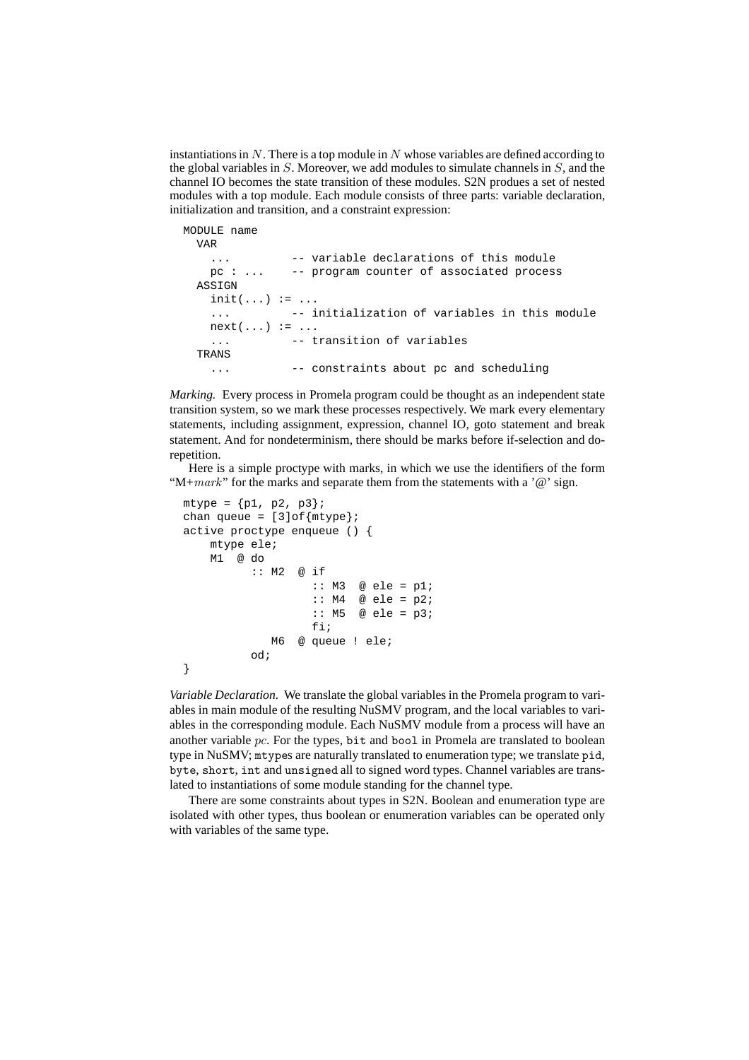instantiations in $N$. There is a top module in $N$ whose variables are defined according to the global variables in $S$. Moreover, we add modules to simulate channels in $S$, and the channel IO becomes the state transition of these modules. S2N produes a set of nested modules with a top module. Each module consists of three parts: variable declaration, initialization and transition, and a constraint expression:

```
MODULE name
  VAR
    ...          -- variable declarations of this module
    pc : ...     -- program counter of associated process
  ASSIGN
    init(...) := ...
    ...          -- initialization of variables in this module
    next(...) := ...
    ...          -- transition of variables
  TRANS
    ...          -- constraints about pc and scheduling
```

*Marking.* Every process in Promela program could be thought as an independent state transition system, so we mark these processes respectively. We mark every elementary statements, including assignment, expression, channel IO, goto statement and break statement. And for nondeterminism, there should be marks before if-selection and do-repetition.

Here is a simple proctype with marks, in which we use the identifiers of the form "M+$mark$" for the marks and separate them from the statements with a '@' sign.

```
mtype = {p1, p2, p3};
chan queue = [3]of{mtype};
active proctype enqueue () {
    mtype ele;
    M1  @ do
          :: M2  @ if
                   :: M3  @ ele = p1;
                   :: M4  @ ele = p2;
                   :: M5  @ ele = p3;
                   fi;
             M6  @ queue ! ele;
          od;
}
```

*Variable Declaration.* We translate the global variables in the Promela program to variables in main module of the resulting NuSMV program, and the local variables to variables in the corresponding module. Each NuSMV module from a process will have an another variable $pc$. For the types, `bit` and `bool` in Promela are translated to boolean type in NuSMV; `mtype`s are naturally translated to enumeration type; we translate `pid`, `byte`, `short`, `int` and `unsigned` all to signed word types. Channel variables are translated to instantiations of some module standing for the channel type.

There are some constraints about types in S2N. Boolean and enumeration type are isolated with other types, thus boolean or enumeration variables can be operated only with variables of the same type.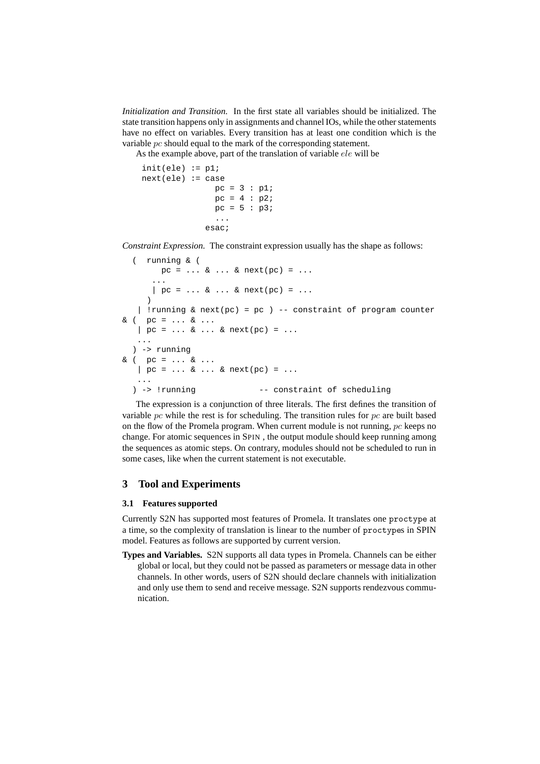*Initialization and Transition.* In the first state all variables should be initialized. The state transition happens only in assignments and channel IOs, while the other statements have no effect on variables. Every transition has at least one condition which is the variable $pc$ should equal to the mark of the corresponding statement.

As the example above, part of the translation of variable $ele$ will be

```
init(ele) := p1;
next(ele) := case
               pc = 3 : p1;
               pc = 4 : p2;
               pc = 5 : p3;
               ...
             esac;
```

*Constraint Expression.* The constraint expression usually has the shape as follows:

```
  (  running & (
        pc = ... & ... & next(pc) = ...
      ...
      | pc = ... & ... & next(pc) = ...
     )
   | !running & next(pc) = pc ) -- constraint of program counter
& (  pc = ... & ...
   | pc = ... & ... & next(pc) = ...
   ...
  ) -> running
& (  pc = ... & ...
   | pc = ... & ... & next(pc) = ...
   ...
  ) -> !running              -- constraint of scheduling
```

The expression is a conjunction of three literals. The first defines the transition of variable $pc$ while the rest is for scheduling. The transition rules for $pc$ are built based on the flow of the Promela program. When current module is not running, $pc$ keeps no change. For atomic sequences in SPIN , the output module should keep running among the sequences as atomic steps. On contrary, modules should not be scheduled to run in some cases, like when the current statement is not executable.

## 3 Tool and Experiments

### 3.1 Features supported

Currently S2N has supported most features of Promela. It translates one `proctype` at a time, so the complexity of translation is linear to the number of `proctype`s in SPIN model. Features as follows are supported by current version.

**Types and Variables.** S2N supports all data types in Promela. Channels can be either global or local, but they could not be passed as parameters or message data in other channels. In other words, users of S2N should declare channels with initialization and only use them to send and receive message. S2N supports rendezvous communication.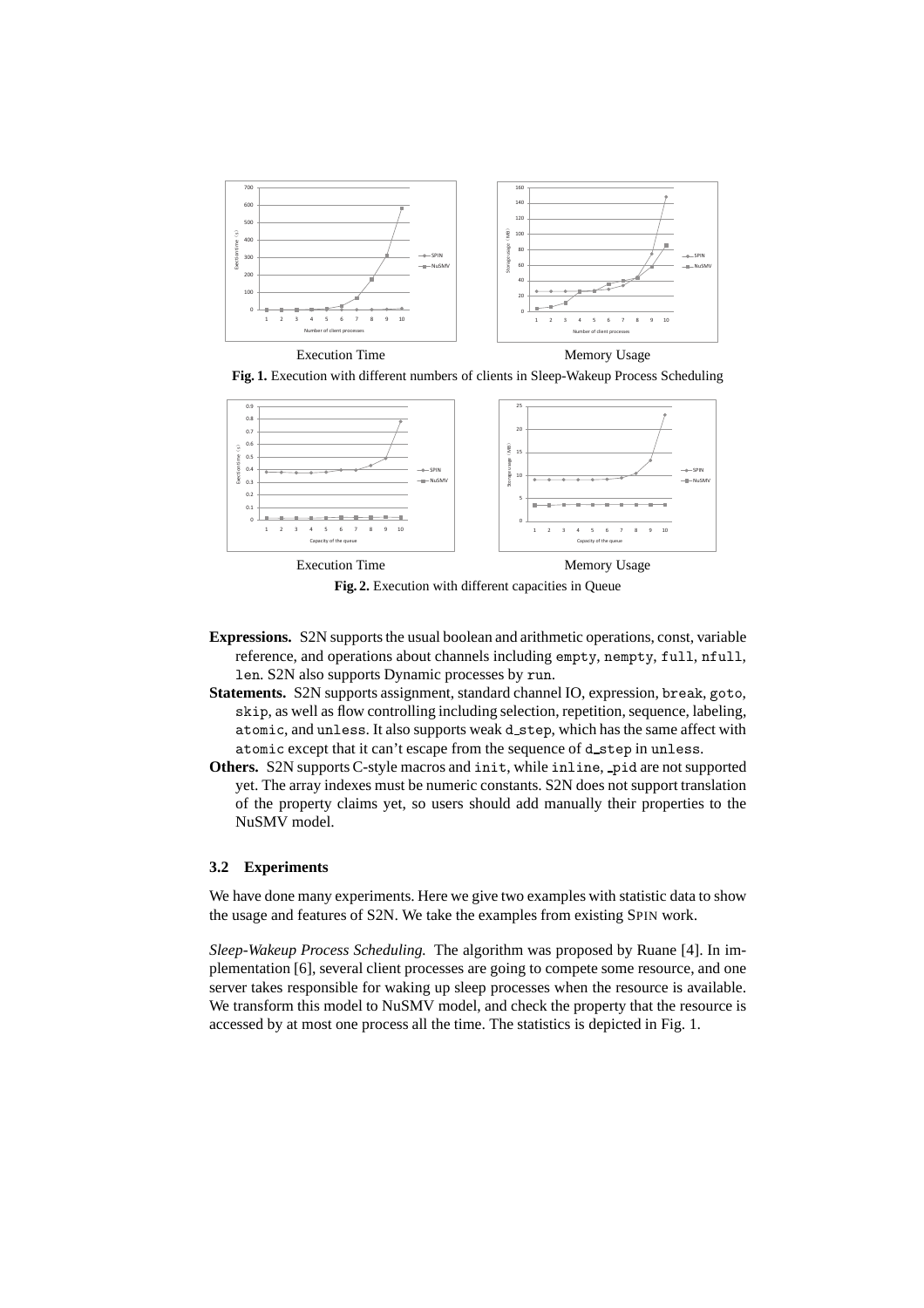Execution Time

Memory Usage

**Fig. 1.** Execution with different numbers of clients in Sleep-Wakeup Process Scheduling

Execution Time

Memory Usage

**Fig. 2.** Execution with different capacities in Queue

- **Expressions.** S2N supports the usual boolean and arithmetic operations, const, variable reference, and operations about channels including `empty`, `nempty`, `full`, `nfull`, `len`. S2N also supports Dynamic processes by `run`.
- **Statements.** S2N supports assignment, standard channel IO, expression, `break`, `goto`, `skip`, as well as flow controlling including selection, repetition, sequence, labeling, `atomic`, and `unless`. It also supports weak `d_step`, which has the same affect with `atomic` except that it can't escape from the sequence of `d_step` in `unless`.
- **Others.** S2N supports C-style macros and `init`, while `inline`, `_pid` are not supported yet. The array indexes must be numeric constants. S2N does not support translation of the property claims yet, so users should add manually their properties to the NuSMV model.

### 3.2 Experiments

We have done many experiments. Here we give two examples with statistic data to show the usage and features of S2N. We take the examples from existing SPIN work.

*Sleep-Wakeup Process Scheduling.* The algorithm was proposed by Ruane [4]. In implementation [6], several client processes are going to compete some resource, and one server takes responsible for waking up sleep processes when the resource is available. We transform this model to NuSMV model, and check the property that the resource is accessed by at most one process all the time. The statistics is depicted in Fig. 1.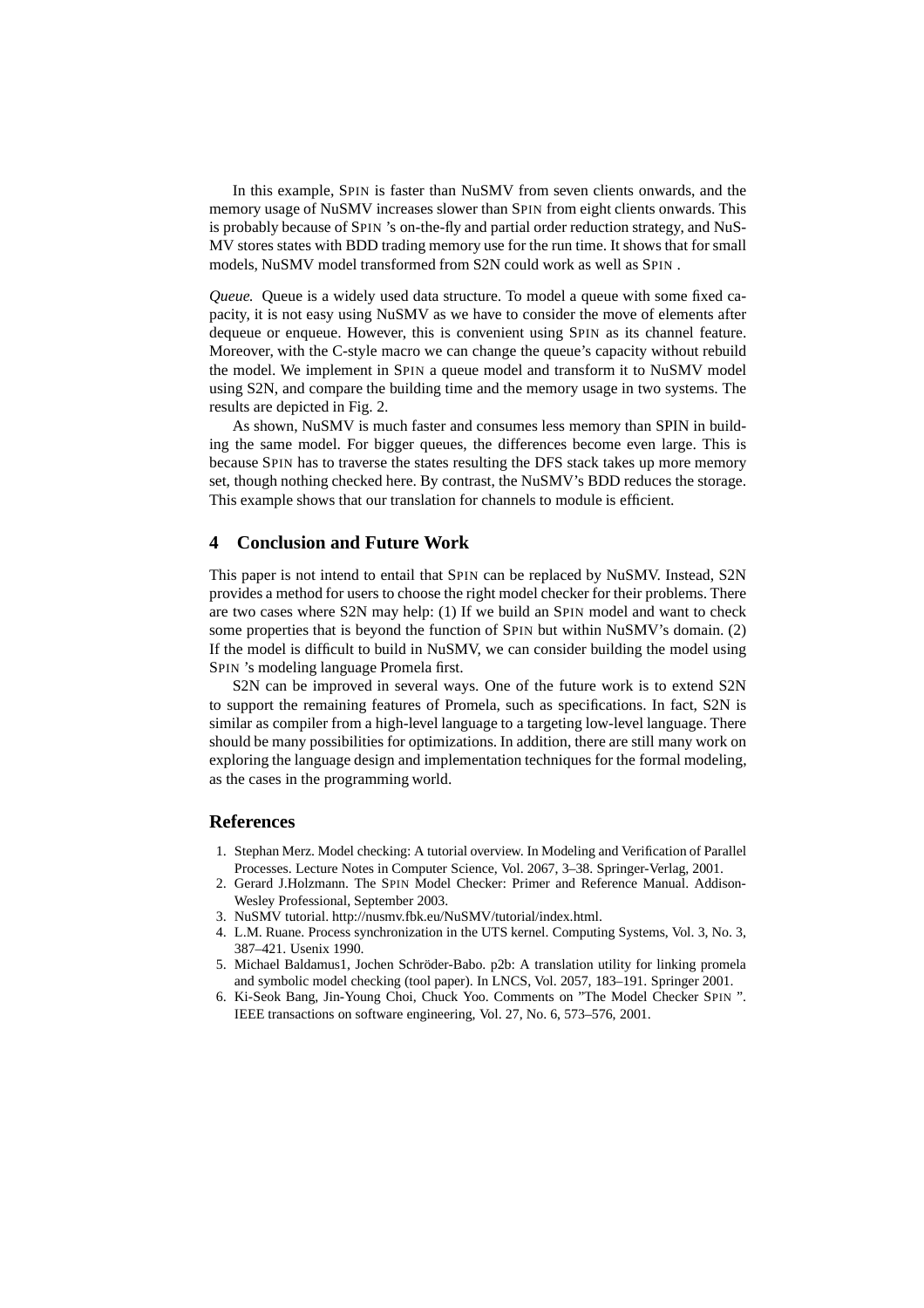In this example, SPIN is faster than NuSMV from seven clients onwards, and the memory usage of NuSMV increases slower than SPIN from eight clients onwards. This is probably because of SPIN 's on-the-fly and partial order reduction strategy, and NuSMV stores states with BDD trading memory use for the run time. It shows that for small models, NuSMV model transformed from S2N could work as well as SPIN .

*Queue.* Queue is a widely used data structure. To model a queue with some fixed capacity, it is not easy using NuSMV as we have to consider the move of elements after dequeue or enqueue. However, this is convenient using SPIN as its channel feature. Moreover, with the C-style macro we can change the queue's capacity without rebuild the model. We implement in SPIN a queue model and transform it to NuSMV model using S2N, and compare the building time and the memory usage in two systems. The results are depicted in Fig. 2.

As shown, NuSMV is much faster and consumes less memory than SPIN in building the same model. For bigger queues, the differences become even large. This is because SPIN has to traverse the states resulting the DFS stack takes up more memory set, though nothing checked here. By contrast, the NuSMV's BDD reduces the storage. This example shows that our translation for channels to module is efficient.

## 4 Conclusion and Future Work

This paper is not intend to entail that SPIN can be replaced by NuSMV. Instead, S2N provides a method for users to choose the right model checker for their problems. There are two cases where S2N may help: (1) If we build an SPIN model and want to check some properties that is beyond the function of SPIN but within NuSMV's domain. (2) If the model is difficult to build in NuSMV, we can consider building the model using SPIN 's modeling language Promela first.

S2N can be improved in several ways. One of the future work is to extend S2N to support the remaining features of Promela, such as specifications. In fact, S2N is similar as compiler from a high-level language to a targeting low-level language. There should be many possibilities for optimizations. In addition, there are still many work on exploring the language design and implementation techniques for the formal modeling, as the cases in the programming world.

## References

1. Stephan Merz. Model checking: A tutorial overview. In Modeling and Verification of Parallel Processes. Lecture Notes in Computer Science, Vol. 2067, 3–38. Springer-Verlag, 2001.
2. Gerard J.Holzmann. The SPIN Model Checker: Primer and Reference Manual. Addison-Wesley Professional, September 2003.
3. NuSMV tutorial. http://nusmv.fbk.eu/NuSMV/tutorial/index.html.
4. L.M. Ruane. Process synchronization in the UTS kernel. Computing Systems, Vol. 3, No. 3, 387–421. Usenix 1990.
5. Michael Baldamus1, Jochen Schröder-Babo. p2b: A translation utility for linking promela and symbolic model checking (tool paper). In LNCS, Vol. 2057, 183–191. Springer 2001.
6. Ki-Seok Bang, Jin-Young Choi, Chuck Yoo. Comments on "The Model Checker SPIN ". IEEE transactions on software engineering, Vol. 27, No. 6, 573–576, 2001.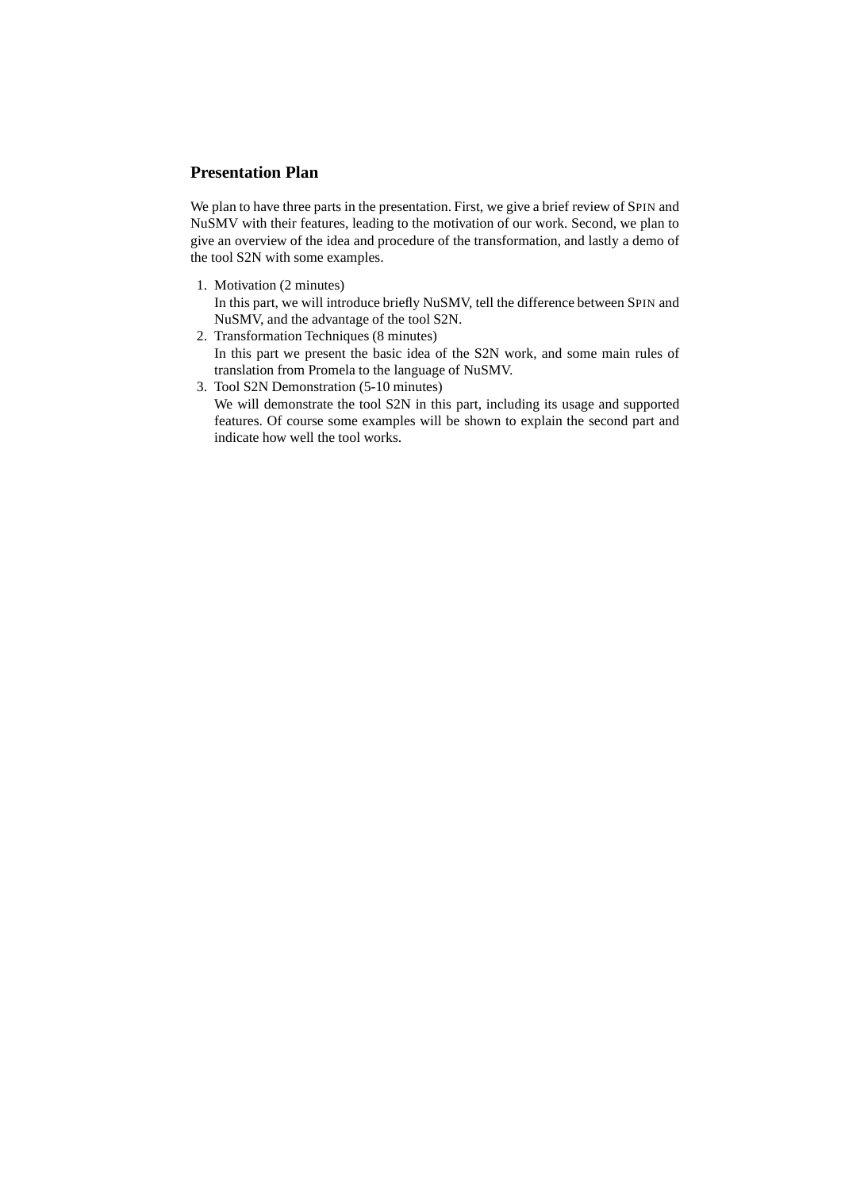## Presentation Plan

We plan to have three parts in the presentation. First, we give a brief review of SPIN and NuSMV with their features, leading to the motivation of our work. Second, we plan to give an overview of the idea and procedure of the transformation, and lastly a demo of the tool S2N with some examples.

1. Motivation (2 minutes)
   In this part, we will introduce briefly NuSMV, tell the difference between SPIN and NuSMV, and the advantage of the tool S2N.
2. Transformation Techniques (8 minutes)
   In this part we present the basic idea of the S2N work, and some main rules of translation from Promela to the language of NuSMV.
3. Tool S2N Demonstration (5-10 minutes)
   We will demonstrate the tool S2N in this part, including its usage and supported features. Of course some examples will be shown to explain the second part and indicate how well the tool works.